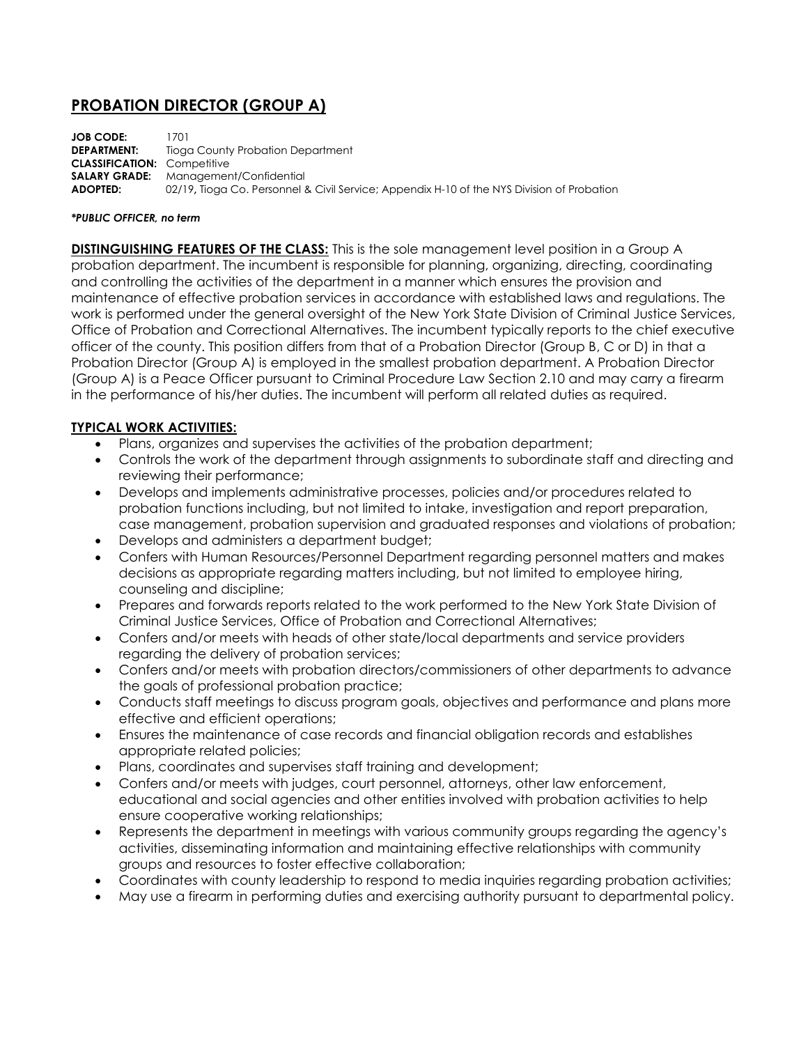# PROBATION DIRECTOR (GROUP A)

**JOB CODE:** 1701
**DEPARTMENT:** Tioga County Probation Department
**CLASSIFICATION:** Competitive
**SALARY GRADE:** Management/Confidential
**ADOPTED:** 02/19, Tioga Co. Personnel & Civil Service; Appendix H-10 of the NYS Division of Probation

***PUBLIC OFFICER, no term***

**DISTINGUISHING FEATURES OF THE CLASS:** This is the sole management level position in a Group A probation department. The incumbent is responsible for planning, organizing, directing, coordinating and controlling the activities of the department in a manner which ensures the provision and maintenance of effective probation services in accordance with established laws and regulations. The work is performed under the general oversight of the New York State Division of Criminal Justice Services, Office of Probation and Correctional Alternatives. The incumbent typically reports to the chief executive officer of the county. This position differs from that of a Probation Director (Group B, C or D) in that a Probation Director (Group A) is employed in the smallest probation department. A Probation Director (Group A) is a Peace Officer pursuant to Criminal Procedure Law Section 2.10 and may carry a firearm in the performance of his/her duties. The incumbent will perform all related duties as required.

**TYPICAL WORK ACTIVITIES:**

- Plans, organizes and supervises the activities of the probation department;
- Controls the work of the department through assignments to subordinate staff and directing and reviewing their performance;
- Develops and implements administrative processes, policies and/or procedures related to probation functions including, but not limited to intake, investigation and report preparation, case management, probation supervision and graduated responses and violations of probation;
- Develops and administers a department budget;
- Confers with Human Resources/Personnel Department regarding personnel matters and makes decisions as appropriate regarding matters including, but not limited to employee hiring, counseling and discipline;
- Prepares and forwards reports related to the work performed to the New York State Division of Criminal Justice Services, Office of Probation and Correctional Alternatives;
- Confers and/or meets with heads of other state/local departments and service providers regarding the delivery of probation services;
- Confers and/or meets with probation directors/commissioners of other departments to advance the goals of professional probation practice;
- Conducts staff meetings to discuss program goals, objectives and performance and plans more effective and efficient operations;
- Ensures the maintenance of case records and financial obligation records and establishes appropriate related policies;
- Plans, coordinates and supervises staff training and development;
- Confers and/or meets with judges, court personnel, attorneys, other law enforcement, educational and social agencies and other entities involved with probation activities to help ensure cooperative working relationships;
- Represents the department in meetings with various community groups regarding the agency's activities, disseminating information and maintaining effective relationships with community groups and resources to foster effective collaboration;
- Coordinates with county leadership to respond to media inquiries regarding probation activities;
- May use a firearm in performing duties and exercising authority pursuant to departmental policy.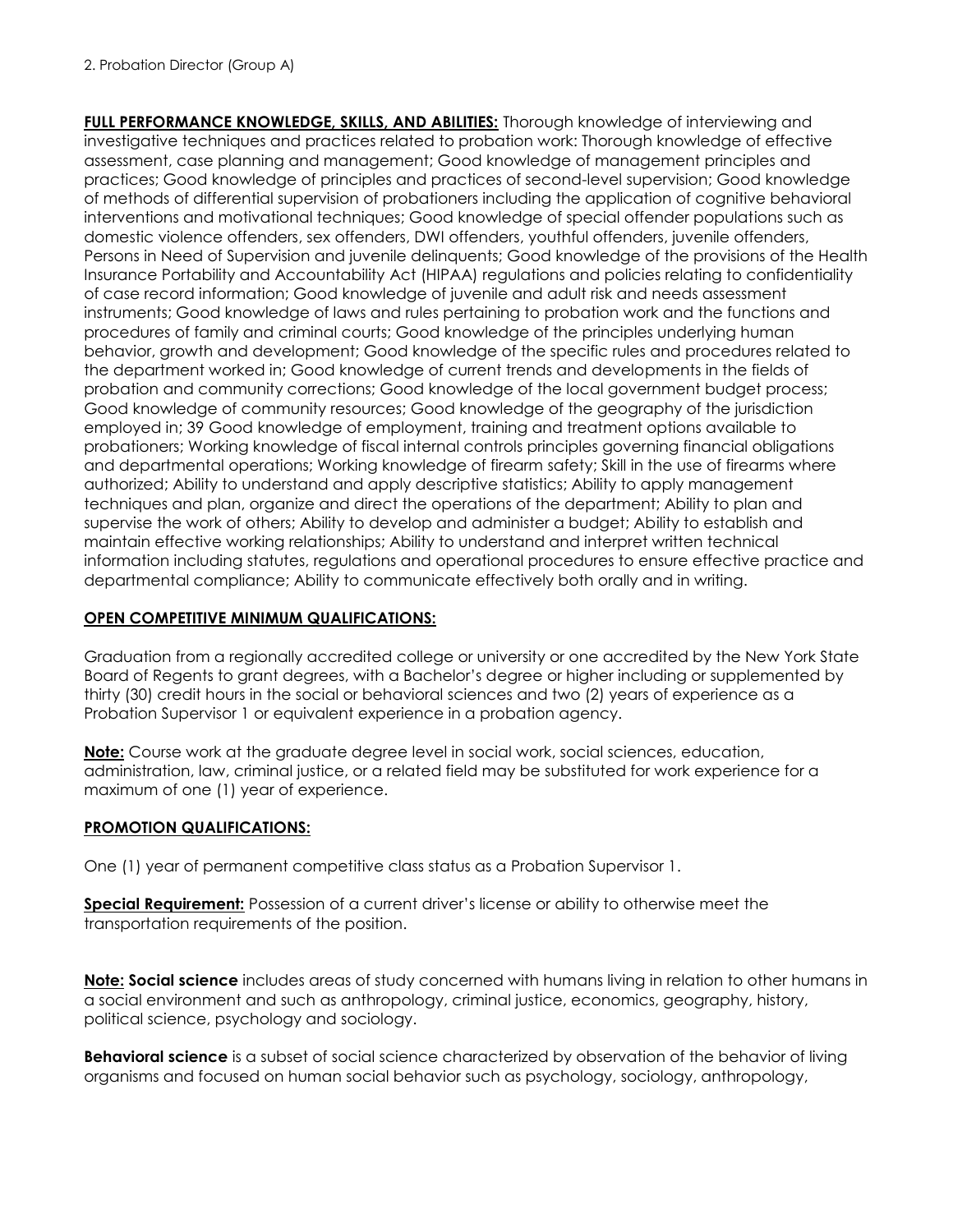2. Probation Director (Group A)

**FULL PERFORMANCE KNOWLEDGE, SKILLS, AND ABILITIES:** Thorough knowledge of interviewing and investigative techniques and practices related to probation work: Thorough knowledge of effective assessment, case planning and management; Good knowledge of management principles and practices; Good knowledge of principles and practices of second-level supervision; Good knowledge of methods of differential supervision of probationers including the application of cognitive behavioral interventions and motivational techniques; Good knowledge of special offender populations such as domestic violence offenders, sex offenders, DWI offenders, youthful offenders, juvenile offenders, Persons in Need of Supervision and juvenile delinquents; Good knowledge of the provisions of the Health Insurance Portability and Accountability Act (HIPAA) regulations and policies relating to confidentiality of case record information; Good knowledge of juvenile and adult risk and needs assessment instruments; Good knowledge of laws and rules pertaining to probation work and the functions and procedures of family and criminal courts; Good knowledge of the principles underlying human behavior, growth and development; Good knowledge of the specific rules and procedures related to the department worked in; Good knowledge of current trends and developments in the fields of probation and community corrections; Good knowledge of the local government budget process; Good knowledge of community resources; Good knowledge of the geography of the jurisdiction employed in; 39 Good knowledge of employment, training and treatment options available to probationers; Working knowledge of fiscal internal controls principles governing financial obligations and departmental operations; Working knowledge of firearm safety; Skill in the use of firearms where authorized; Ability to understand and apply descriptive statistics; Ability to apply management techniques and plan, organize and direct the operations of the department; Ability to plan and supervise the work of others; Ability to develop and administer a budget; Ability to establish and maintain effective working relationships; Ability to understand and interpret written technical information including statutes, regulations and operational procedures to ensure effective practice and departmental compliance; Ability to communicate effectively both orally and in writing.

**OPEN COMPETITIVE MINIMUM QUALIFICATIONS:**

Graduation from a regionally accredited college or university or one accredited by the New York State Board of Regents to grant degrees, with a Bachelor's degree or higher including or supplemented by thirty (30) credit hours in the social or behavioral sciences and two (2) years of experience as a Probation Supervisor 1 or equivalent experience in a probation agency.

**Note:** Course work at the graduate degree level in social work, social sciences, education, administration, law, criminal justice, or a related field may be substituted for work experience for a maximum of one (1) year of experience.

**PROMOTION QUALIFICATIONS:**

One (1) year of permanent competitive class status as a Probation Supervisor 1.

**Special Requirement:** Possession of a current driver's license or ability to otherwise meet the transportation requirements of the position.

**Note: Social science** includes areas of study concerned with humans living in relation to other humans in a social environment and such as anthropology, criminal justice, economics, geography, history, political science, psychology and sociology.

**Behavioral science** is a subset of social science characterized by observation of the behavior of living organisms and focused on human social behavior such as psychology, sociology, anthropology,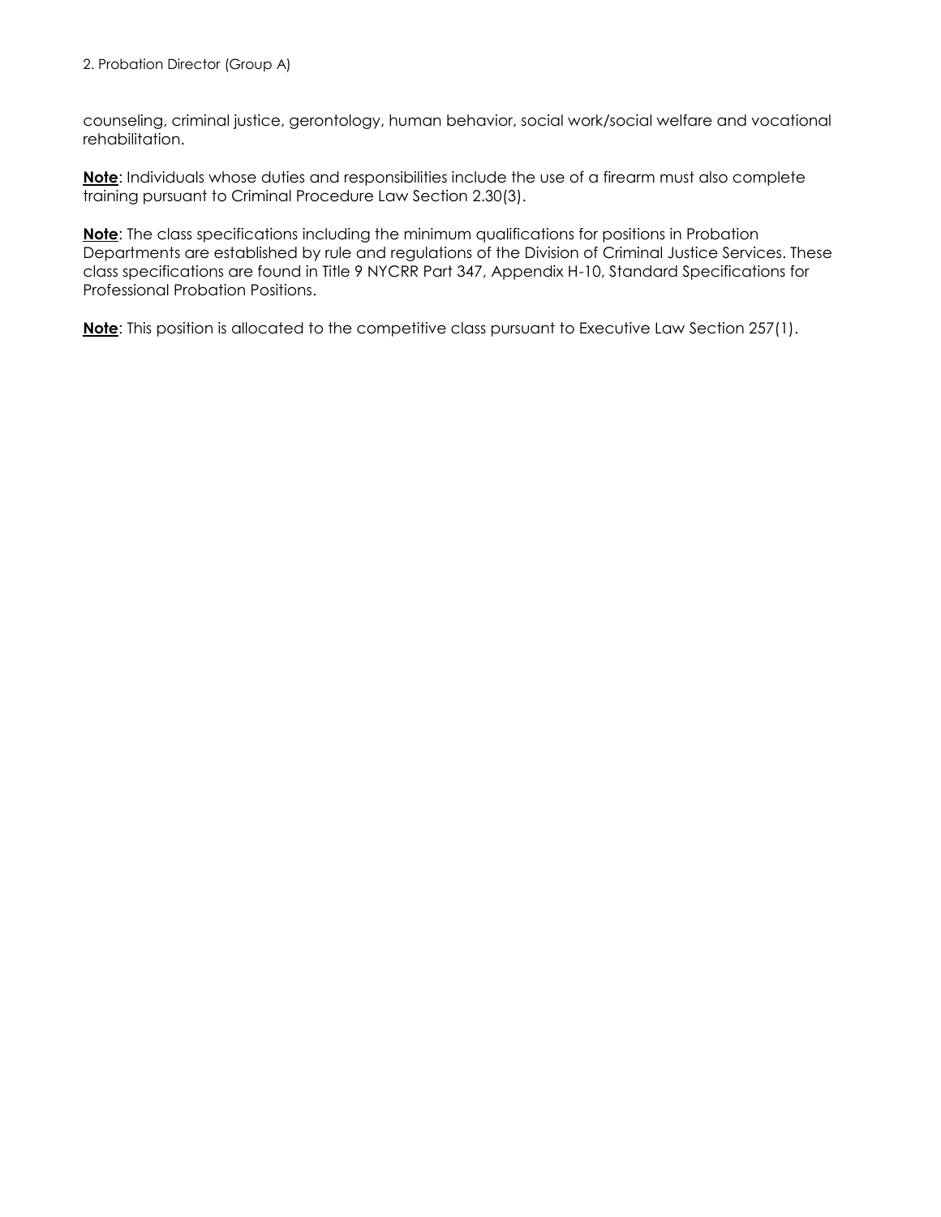counseling, criminal justice, gerontology, human behavior, social work/social welfare and vocational rehabilitation.

**Note**: Individuals whose duties and responsibilities include the use of a firearm must also complete training pursuant to Criminal Procedure Law Section 2.30(3).

**Note**: The class specifications including the minimum qualifications for positions in Probation Departments are established by rule and regulations of the Division of Criminal Justice Services. These class specifications are found in Title 9 NYCRR Part 347, Appendix H-10, Standard Specifications for Professional Probation Positions.

**Note**: This position is allocated to the competitive class pursuant to Executive Law Section 257(1).